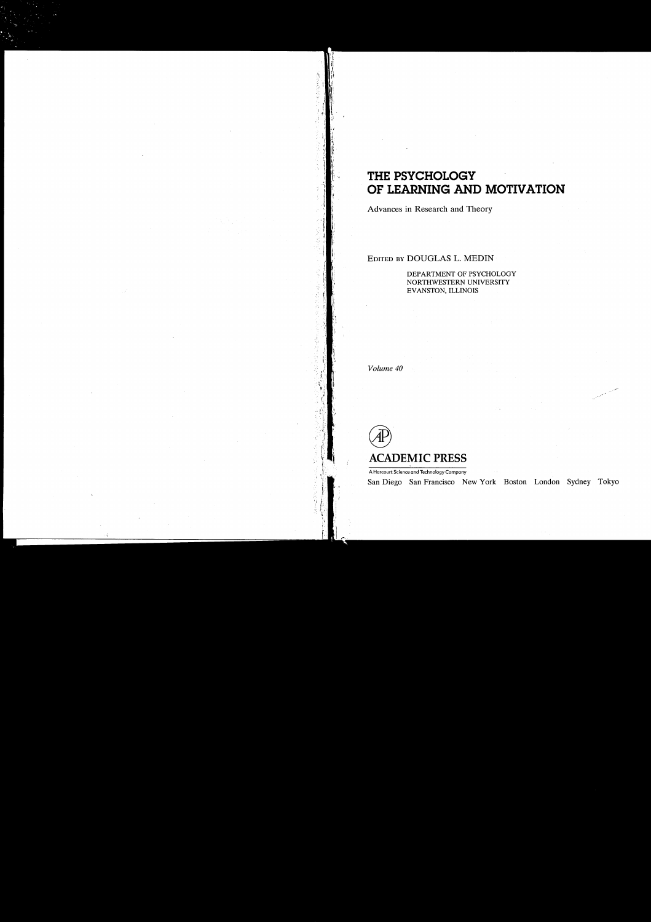# THE PSYCHOLOGY OF LEARNING AND MOTIVATION

Advances in Research and Theory

EDITED BY DOUGLAS L. MEDIN

DEPARTMENT OF PSYCHOLOGY
NORTHWESTERN UNIVERSITY
EVANSTON, ILLINOIS

*Volume 40*

ACADEMIC PRESS

A Harcourt Science and Technology Company

San Diego San Francisco New York Boston London Sydney Tokyo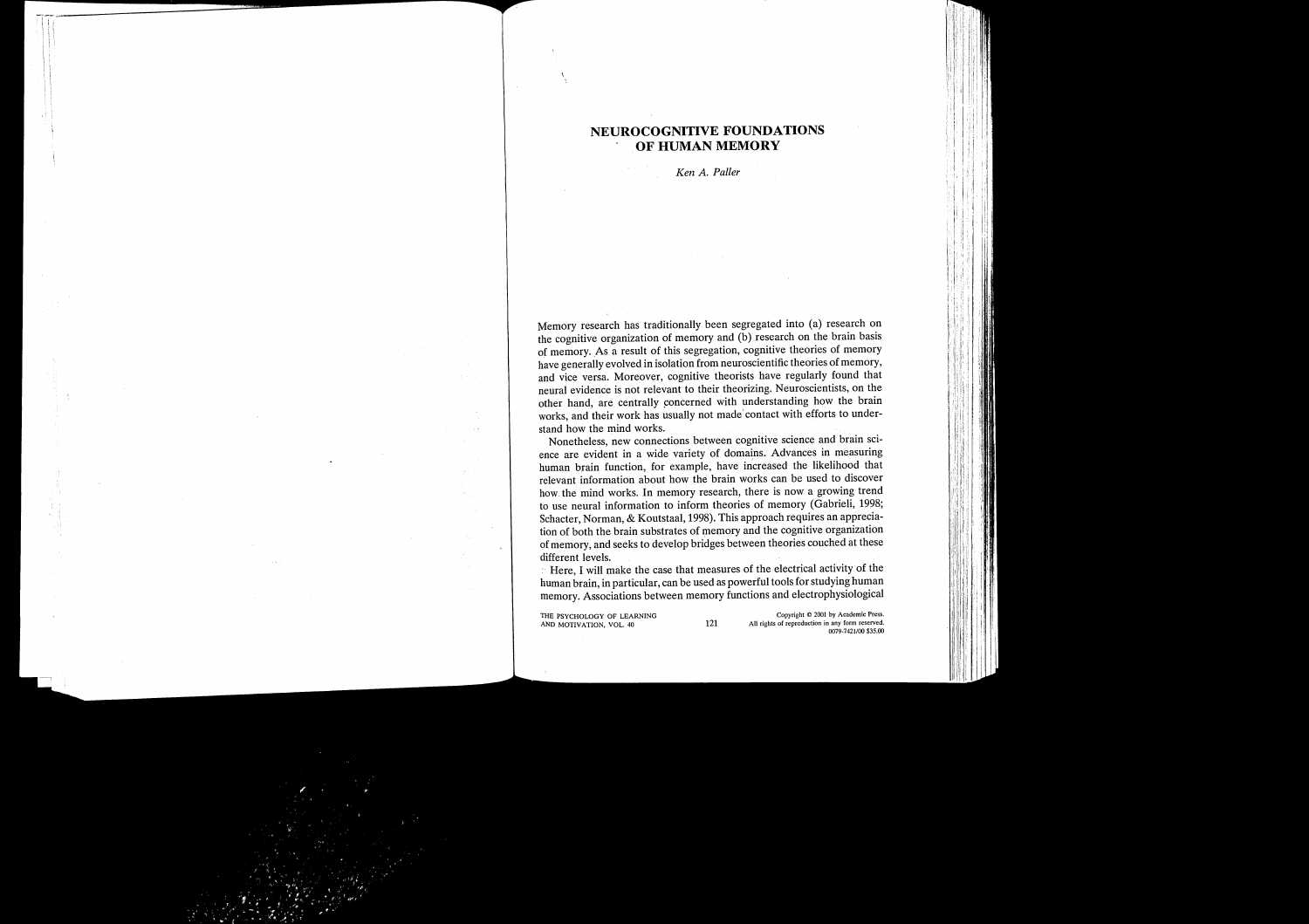# NEUROCOGNITIVE FOUNDATIONS OF HUMAN MEMORY

*Ken A. Paller*

Memory research has traditionally been segregated into (a) research on the cognitive organization of memory and (b) research on the brain basis of memory. As a result of this segregation, cognitive theories of memory have generally evolved in isolation from neuroscientific theories of memory, and vice versa. Moreover, cognitive theorists have regularly found that neural evidence is not relevant to their theorizing. Neuroscientists, on the other hand, are centrally concerned with understanding how the brain works, and their work has usually not made contact with efforts to understand how the mind works.

Nonetheless, new connections between cognitive science and brain science are evident in a wide variety of domains. Advances in measuring human brain function, for example, have increased the likelihood that relevant information about how the brain works can be used to discover how the mind works. In memory research, there is now a growing trend to use neural information to inform theories of memory (Gabrieli, 1998; Schacter, Norman, & Koutstaal, 1998). This approach requires an appreciation of both the brain substrates of memory and the cognitive organization of memory, and seeks to develop bridges between theories couched at these different levels.

Here, I will make the case that measures of the electrical activity of the human brain, in particular, can be used as powerful tools for studying human memory. Associations between memory functions and electrophysiological

THE PSYCHOLOGY OF LEARNING AND MOTIVATION, VOL. 40

Copyright © 2001 by Academic Press. All rights of reproduction in any form reserved. 0079-7421/00 $35.00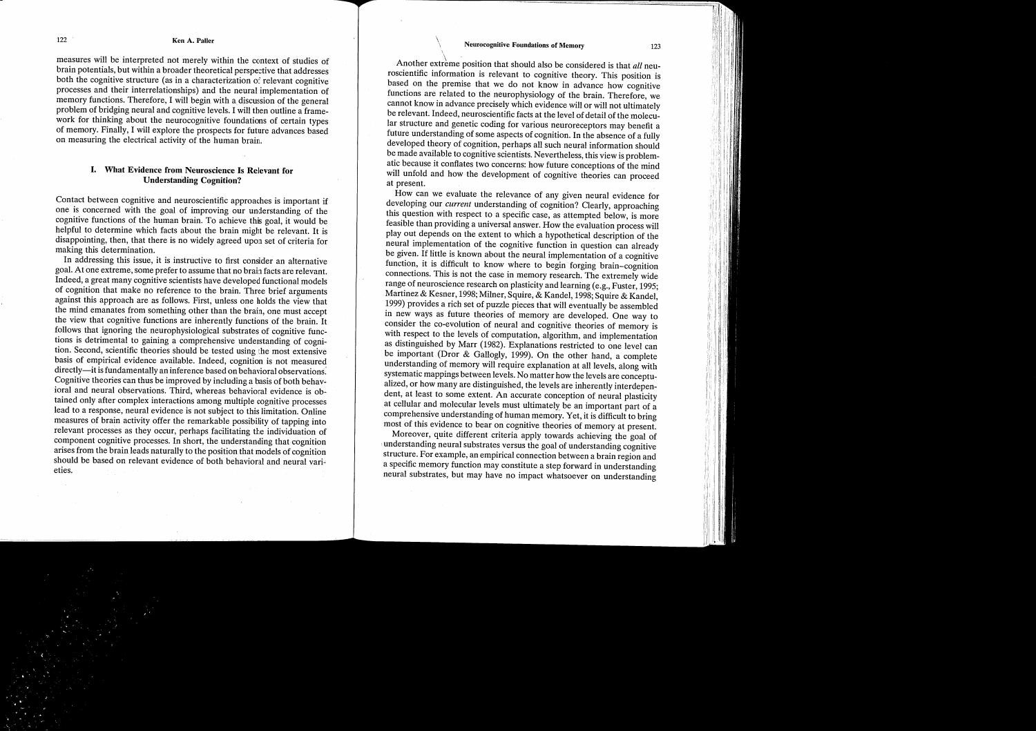measures will be interpreted not merely within the context of studies of brain potentials, but within a broader theoretical perspective that addresses both the cognitive structure (as in a characterization of relevant cognitive processes and their interrelationships) and the neural implementation of memory functions. Therefore, I will begin with a discussion of the general problem of bridging neural and cognitive levels. I will then outline a framework for thinking about the neurocognitive foundations of certain types of memory. Finally, I will explore the prospects for future advances based on measuring the electrical activity of the human brain.

## I. What Evidence from Neuroscience Is Relevant for Understanding Cognition?

Contact between cognitive and neuroscientific approaches is important if one is concerned with the goal of improving our understanding of the cognitive functions of the human brain. To achieve this goal, it would be helpful to determine which facts about the brain might be relevant. It is disappointing, then, that there is no widely agreed upon set of criteria for making this determination.

In addressing this issue, it is instructive to first consider an alternative goal. At one extreme, some prefer to assume that no brain facts are relevant. Indeed, a great many cognitive scientists have developed functional models of cognition that make no reference to the brain. Three brief arguments against this approach are as follows. First, unless one holds the view that the mind emanates from something other than the brain, one must accept the view that cognitive functions are inherently functions of the brain. It follows that ignoring the neurophysiological substrates of cognitive functions is detrimental to gaining a comprehensive understanding of cognition. Second, scientific theories should be tested using the most extensive basis of empirical evidence available. Indeed, cognition is not measured directly—it is fundamentally an inference based on behavioral observations. Cognitive theories can thus be improved by including a basis of both behavioral and neural observations. Third, whereas behavioral evidence is obtained only after complex interactions among multiple cognitive processes lead to a response, neural evidence is not subject to this limitation. Online measures of brain activity offer the remarkable possibility of tapping into relevant processes as they occur, perhaps facilitating the individuation of component cognitive processes. In short, the understanding that cognition arises from the brain leads naturally to the position that models of cognition should be based on relevant evidence of both behavioral and neural varieties.

Another extreme position that should also be considered is that *all* neuroscientific information is relevant to cognitive theory. This position is based on the premise that we do not know in advance how cognitive functions are related to the neurophysiology of the brain. Therefore, we cannot know in advance precisely which evidence will or will not ultimately be relevant. Indeed, neuroscientific facts at the level of detail of the molecular structure and genetic coding for various neuroreceptors may benefit a future understanding of some aspects of cognition. In the absence of a fully developed theory of cognition, perhaps all such neural information should be made available to cognitive scientists. Nevertheless, this view is problematic because it conflates two concerns: how future conceptions of the mind will unfold and how the development of cognitive theories can proceed at present.

How can we evaluate the relevance of any given neural evidence for developing our *current* understanding of cognition? Clearly, approaching this question with respect to a specific case, as attempted below, is more feasible than providing a universal answer. How the evaluation process will play out depends on the extent to which a hypothetical description of the neural implementation of the cognitive function in question can already be given. If little is known about the neural implementation of a cognitive function, it is difficult to know where to begin forging brain–cognition connections. This is not the case in memory research. The extremely wide range of neuroscience research on plasticity and learning (e.g., Fuster, 1995; Martinez & Kesner, 1998; Milner, Squire, & Kandel, 1998; Squire & Kandel, 1999) provides a rich set of puzzle pieces that will eventually be assembled in new ways as future theories of memory are developed. One way to consider the co-evolution of neural and cognitive theories of memory is with respect to the levels of computation, algorithm, and implementation as distinguished by Marr (1982). Explanations restricted to one level can be important (Dror & Gallogly, 1999). On the other hand, a complete understanding of memory will require explanation at all levels, along with systematic mappings between levels. No matter how the levels are conceptualized, or how many are distinguished, the levels are inherently interdependent, at least to some extent. An accurate conception of neural plasticity at cellular and molecular levels must ultimately be an important part of a comprehensive understanding of human memory. Yet, it is difficult to bring most of this evidence to bear on cognitive theories of memory at present.

Moreover, quite different criteria apply towards achieving the goal of understanding neural substrates versus the goal of understanding cognitive structure. For example, an empirical connection between a brain region and a specific memory function may constitute a step forward in understanding neural substrates, but may have no impact whatsoever on understanding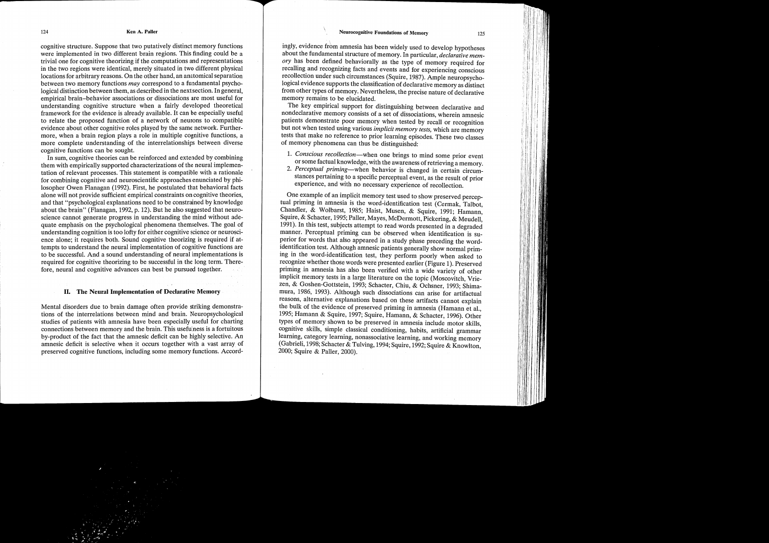cognitive structure. Suppose that two putatively distinct memory functions were implemented in two different brain regions. This finding could be a trivial one for cognitive theorizing if the computations and representations in the two regions were identical, merely situated in two different physical locations for arbitrary reasons. On the other hand, an anatomical separation between two memory functions *may* correspond to a fundamental psychological distinction between them, as described in the next section. In general, empirical brain–behavior associations or dissociations are most useful for understanding cognitive structure when a fairly developed theoretical framework for the evidence is already available. It can be especially useful to relate the proposed function of a network of neurons to compatible evidence about other cognitive roles played by the same network. Furthermore, when a brain region plays a role in multiple cognitive functions, a more complete understanding of the interrelationships between diverse cognitive functions can be sought.

In sum, cognitive theories can be reinforced and extended by combining them with empirically supported characterizations of the neural implementation of relevant processes. This statement is compatible with a rationale for combining cognitive and neuroscientific approaches enunciated by philosopher Owen Flanagan (1992). First, he postulated that behavioral facts alone will not provide sufficient empirical constraints on cognitive theories, and that "psychological explanations need to be constrained by knowledge about the brain" (Flanagan, 1992, p. 12). But he also suggested that neuroscience cannot generate progress in understanding the mind without adequate emphasis on the psychological phenomena themselves. The goal of understanding cognition is too lofty for either cognitive science or neuroscience alone; it requires both. Sound cognitive theorizing is required if attempts to understand the neural implementation of cognitive functions are to be successful. And a sound understanding of neural implementations is required for cognitive theorizing to be successful in the long term. Therefore, neural and cognitive advances can best be pursued together.

## II. The Neural Implementation of Declarative Memory

Mental disorders due to brain damage often provide striking demonstrations of the interrelations between mind and brain. Neuropsychological studies of patients with amnesia have been especially useful for charting connections between memory and the brain. This usefulness is a fortuitous by-product of the fact that the amnesic deficit can be highly selective. An amnesic deficit is selective when it occurs together with a vast array of preserved cognitive functions, including some memory functions. Accordingly, evidence from amnesia has been widely used to develop hypotheses about the fundamental structure of memory. In particular, *declarative memory* has been defined behaviorally as the type of memory required for recalling and recognizing facts and events and for experiencing conscious recollection under such circumstances (Squire, 1987). Ample neuropsychological evidence supports the classification of declarative memory as distinct from other types of memory. Nevertheless, the precise nature of declarative memory remains to be elucidated.

The key empirical support for distinguishing between declarative and nondeclarative memory consists of a set of dissociations, wherein amnesic patients demonstrate poor memory when tested by recall or recognition but not when tested using various *implicit memory tests,* which are memory tests that make no reference to prior learning episodes. These two classes of memory phenomena can thus be distinguished:

1. *Conscious recollection*—when one brings to mind some prior event or some factual knowledge, with the awareness of retrieving a memory.
2. *Perceptual priming*—when behavior is changed in certain circumstances pertaining to a specific perceptual event, as the result of prior experience, and with no necessary experience of recollection.

One example of an implicit memory test used to show preserved perceptual priming in amnesia is the word-identification test (Cermak, Talbot, Chandler, & Wolbarst, 1985; Haist, Musen, & Squire, 1991; Hamann, Squire, & Schacter, 1995; Paller, Mayes, McDermott, Pickering, & Meudell, 1991). In this test, subjects attempt to read words presented in a degraded manner. Perceptual priming can be observed when identification is superior for words that also appeared in a study phase preceding the word-identification test. Although amnesic patients generally show normal priming in the word-identification test, they perform poorly when asked to recognize whether those words were presented earlier (Figure 1). Preserved priming in amnesia has also been verified with a wide variety of other implicit memory tests in a large literature on the topic (Moscovitch, Vriezen, & Goshen-Gottstein, 1993; Schacter, Chiu, & Ochsner, 1993; Shimamura, 1986, 1993). Although such dissociations can arise for artifactual reasons, alternative explanations based on these artifacts cannot explain the bulk of the evidence of preserved priming in amnesia (Hamann et al., 1995; Hamann & Squire, 1997; Squire, Hamann, & Schacter, 1996). Other types of memory shown to be preserved in amnesia include motor skills, cognitive skills, simple classical conditioning, habits, artificial grammar learning, category learning, nonassociative learning, and working memory (Gabrieli, 1998; Schacter & Tulving, 1994; Squire, 1992; Squire & Knowlton, 2000; Squire & Paller, 2000).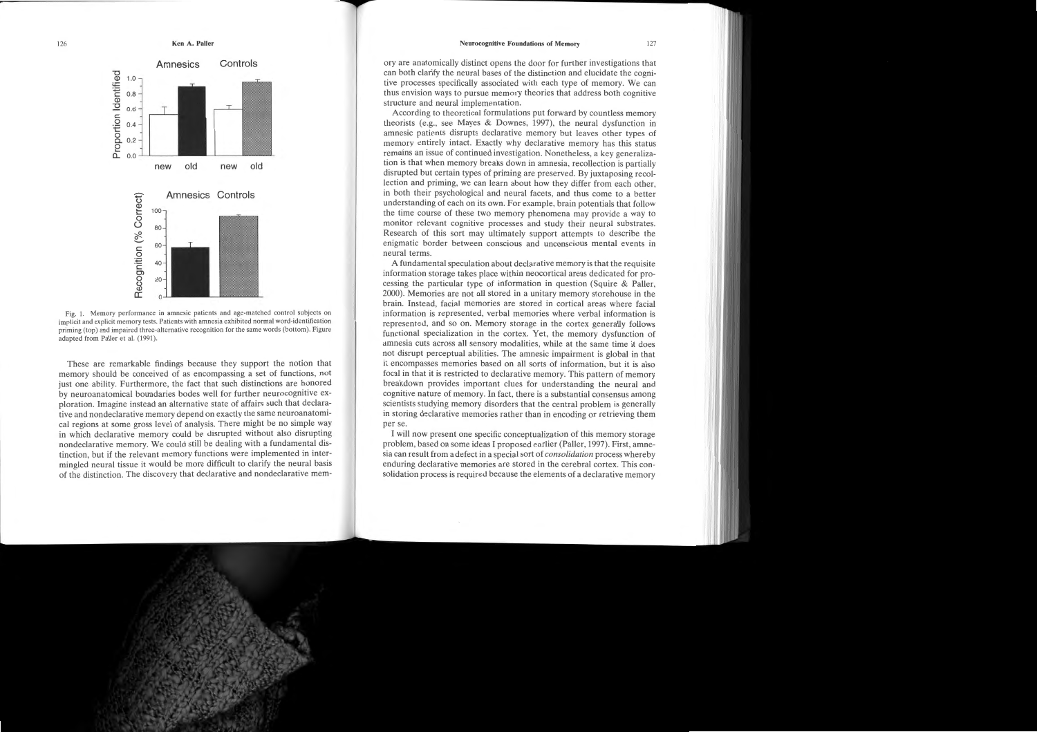Fig. 1. Memory performance in amnesic patients and age-matched control subjects on implicit and explicit memory tests. Patients with amnesia exhibited normal word-identification priming (top) and impaired three-alternative recognition for the same words (bottom). Figure adapted from Paller et al. (1991).

These are remarkable findings because they support the notion that memory should be conceived of as encompassing a set of functions, not just one ability. Furthermore, the fact that such distinctions are honored by neuroanatomical boundaries bodes well for further neurocognitive exploration. Imagine instead an alternative state of affairs such that declarative and nondeclarative memory depend on exactly the same neuroanatomical regions at some gross level of analysis. There might be no simple way in which declarative memory could be disrupted without also disrupting nondeclarative memory. We could still be dealing with a fundamental distinction, but if the relevant memory functions were implemented in intermingled neural tissue it would be more difficult to clarify the neural basis of the distinction. The discovery that declarative and nondeclarative memory are anatomically distinct opens the door for further investigations that can both clarify the neural bases of the distinction and elucidate the cognitive processes specifically associated with each type of memory. We can thus envision ways to pursue memory theories that address both cognitive structure and neural implementation.

According to theoretical formulations put forward by countless memory theorists (e.g., see Mayes & Downes, 1997), the neural dysfunction in amnesic patients disrupts declarative memory but leaves other types of memory entirely intact. Exactly why declarative memory has this status remains an issue of continued investigation. Nonetheless, a key generalization is that when memory breaks down in amnesia, recollection is partially disrupted but certain types of priming are preserved. By juxtaposing recollection and priming, we can learn about how they differ from each other, in both their psychological and neural facets, and thus come to a better understanding of each on its own. For example, brain potentials that follow the time course of these two memory phenomena may provide a way to monitor relevant cognitive processes and study their neural substrates. Research of this sort may ultimately support attempts to describe the enigmatic border between conscious and unconscious mental events in neural terms.

A fundamental speculation about declarative memory is that the requisite information storage takes place within neocortical areas dedicated for processing the particular type of information in question (Squire & Paller, 2000). Memories are not all stored in a unitary memory storehouse in the brain. Instead, facial memories are stored in cortical areas where facial information is represented, verbal memories where verbal information is represented, and so on. Memory storage in the cortex generally follows functional specialization in the cortex. Yet, the memory dysfunction of amnesia cuts across all sensory modalities, while at the same time it does not disrupt perceptual abilities. The amnesic impairment is global in that it encompasses memories based on all sorts of information, but it is also focal in that it is restricted to declarative memory. This pattern of memory breakdown provides important clues for understanding the neural and cognitive nature of memory. In fact, there is a substantial consensus among scientists studying memory disorders that the central problem is generally in storing declarative memories rather than in encoding or retrieving them per se.

I will now present one specific conceptualization of this memory storage problem, based on some ideas I proposed earlier (Paller, 1997). First, amnesia can result from a defect in a special sort of *consolidation* process whereby enduring declarative memories are stored in the cerebral cortex. This consolidation process is required because the elements of a declarative memory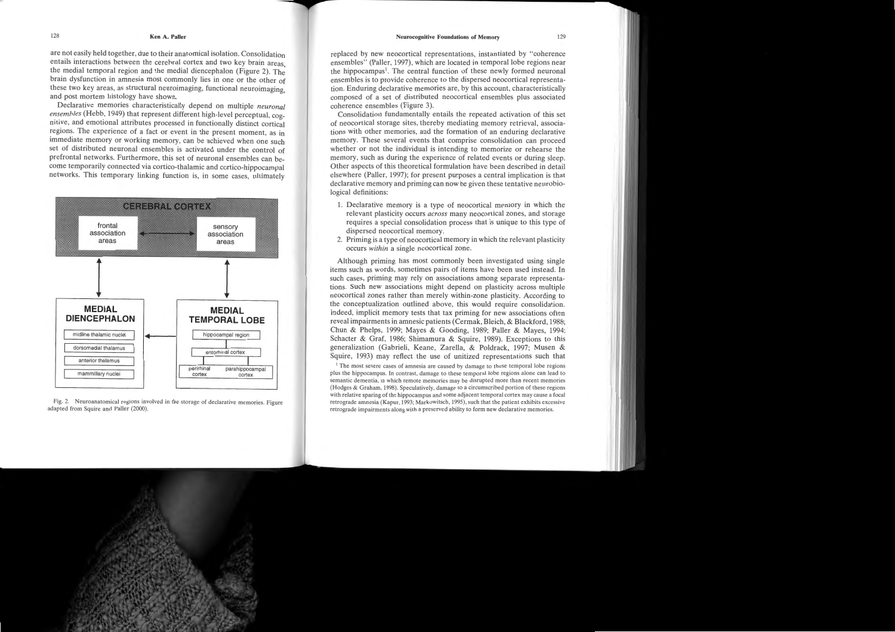are not easily held together, due to their anatomical isolation. Consolidation entails interactions between the cerebral cortex and two key brain areas, the medial temporal region and the medial diencephalon (Figure 2). The brain dysfunction in amnesia most commonly lies in one or the other of these two key areas, as structural neuroimaging, functional neuroimaging, and post mortem histology have shown.

Declarative memories characteristically depend on multiple *neuronal ensembles* (Hebb, 1949) that represent different high-level perceptual, cognitive, and emotional attributes processed in functionally distinct cortical regions. The experience of a fact or event in the present moment, as in immediate memory or working memory, can be achieved when one such set of distributed neuronal ensembles is activated under the control of prefrontal networks. Furthermore, this set of neuronal ensembles can become temporarily connected via cortico-thalamic and cortico-hippocampal networks. This temporary linking function is, in some cases, ultimately replaced by new neocortical representations, instantiated by "coherence ensembles" (Paller, 1997), which are located in temporal lobe regions near the hippocampus[1]. The central function of these newly formed neuronal ensembles is to provide coherence to the dispersed neocortical representation. Enduring declarative memories are, by this account, characteristically composed of a set of distributed neocortical ensembles plus associated coherence ensembles (Figure 3).

Fig. 2. Neuroanatomical regions involved in the storage of declarative memories. Figure adapted from Squire and Paller (2000).

Consolidation fundamentally entails the repeated activation of this set of neocortical storage sites, thereby mediating memory retrieval, associations with other memories, and the formation of an enduring declarative memory. These several events that comprise consolidation can proceed whether or not the individual is intending to memorize or rehearse the memory, such as during the experience of related events or during sleep. Other aspects of this theoretical formulation have been described in detail elsewhere (Paller, 1997); for present purposes a central implication is that declarative memory and priming can now be given these tentative neurobiological definitions:

1. Declarative memory is a type of neocortical memory in which the relevant plasticity occurs *across* many neocortical zones, and storage requires a special consolidation process that is unique to this type of dispersed neocortical memory.
2. Priming is a type of neocortical memory in which the relevant plasticity occurs *within* a single neocortical zone.

Although priming has most commonly been investigated using single items such as words, sometimes pairs of items have been used instead. In such cases, priming may rely on associations among separate representations. Such new associations might depend on plasticity across multiple neocortical zones rather than merely within-zone plasticity. According to the conceptualization outlined above, this would require consolidation. Indeed, implicit memory tests that tax priming for new associations often reveal impairments in amnesic patients (Cermak, Bleich, & Blackford, 1988; Chun & Phelps, 1999; Mayes & Gooding, 1989; Paller & Mayes, 1994; Schacter & Graf, 1986; Shimamura & Squire, 1989). Exceptions to this generalization (Gabrieli, Keane, Zarella, & Poldrack, 1997; Musen & Squire, 1993) may reflect the use of unitized representations such that

[1] The most severe cases of amnesia are caused by damage to these temporal lobe regions plus the hippocampus. In contrast, damage to these temporal lobe regions alone can lead to semantic dementia, in which remote memories may be disrupted more than recent memories (Hodges & Graham, 1998). Speculatively, damage to a circumscribed portion of these regions with relative sparing of the hippocampus and some adjacent temporal cortex may cause a focal retrograde amnesia (Kapur, 1993; Markowitsch, 1995), such that the patient exhibits excessive retrograde impairments along with a preserved ability to form new declarative memories.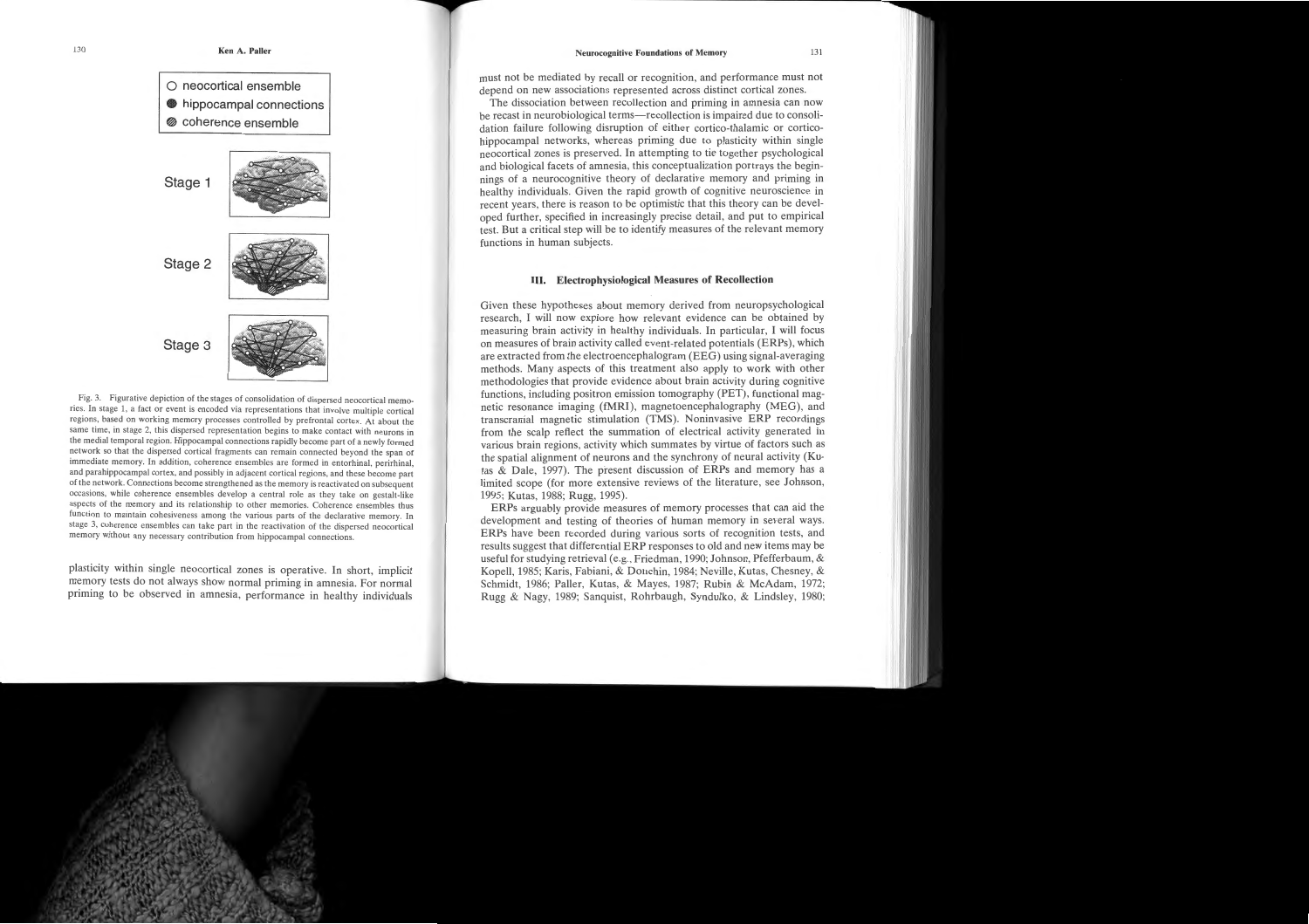○ neocortical ensemble
● hippocampal connections
◍ coherence ensemble

Stage 1

Stage 2

Stage 3

Fig. 3. Figurative depiction of the stages of consolidation of dispersed neocortical memories. In stage 1, a fact or event is encoded via representations that involve multiple cortical regions, based on working memory processes controlled by prefrontal cortex. At about the same time, in stage 2, this dispersed representation begins to make contact with neurons in the medial temporal region. Hippocampal connections rapidly become part of a newly formed network so that the dispersed cortical fragments can remain connected beyond the span of immediate memory. In addition, coherence ensembles are formed in entorhinal, perirhinal, and parahippocampal cortex, and possibly in adjacent cortical regions, and these become part of the network. Connections become strengthened as the memory is reactivated on subsequent occasions, while coherence ensembles develop a central role as they take on gestalt-like aspects of the memory and its relationship to other memories. Coherence ensembles thus function to maintain cohesiveness among the various parts of the declarative memory. In stage 3, coherence ensembles can take part in the reactivation of the dispersed neocortical memory without any necessary contribution from hippocampal connections.

plasticity within single neocortical zones is operative. In short, implicit memory tests do not always show normal priming in amnesia. For normal priming to be observed in amnesia, performance in healthy individuals must not be mediated by recall or recognition, and performance must not depend on new associations represented across distinct cortical zones.

The dissociation between recollection and priming in amnesia can now be recast in neurobiological terms—recollection is impaired due to consolidation failure following disruption of either cortico-thalamic or cortico-hippocampal networks, whereas priming due to plasticity within single neocortical zones is preserved. In attempting to tie together psychological and biological facets of amnesia, this conceptualization portrays the beginnings of a neurocognitive theory of declarative memory and priming in healthy individuals. Given the rapid growth of cognitive neuroscience in recent years, there is reason to be optimistic that this theory can be developed further, specified in increasingly precise detail, and put to empirical test. But a critical step will be to identify measures of the relevant memory functions in human subjects.

## III. Electrophysiological Measures of Recollection

Given these hypotheses about memory derived from neuropsychological research, I will now explore how relevant evidence can be obtained by measuring brain activity in healthy individuals. In particular, I will focus on measures of brain activity called event-related potentials (ERPs), which are extracted from the electroencephalogram (EEG) using signal-averaging methods. Many aspects of this treatment also apply to work with other methodologies that provide evidence about brain activity during cognitive functions, including positron emission tomography (PET), functional magnetic resonance imaging (fMRI), magnetoencephalography (MEG), and transcranial magnetic stimulation (TMS). Noninvasive ERP recordings from the scalp reflect the summation of electrical activity generated in various brain regions, activity which summates by virtue of factors such as the spatial alignment of neurons and the synchrony of neural activity (Kutas & Dale, 1997). The present discussion of ERPs and memory has a limited scope (for more extensive reviews of the literature, see Johnson, 1995; Kutas, 1988; Rugg, 1995).

ERPs arguably provide measures of memory processes that can aid the development and testing of theories of human memory in several ways. ERPs have been recorded during various sorts of recognition tests, and results suggest that differential ERP responses to old and new items may be useful for studying retrieval (e.g., Friedman, 1990; Johnson, Pfefferbaum, & Kopell, 1985; Karis, Fabiani, & Donchin, 1984; Neville, Kutas, Chesney, & Schmidt, 1986; Paller, Kutas, & Mayes, 1987; Rubin & McAdam, 1972; Rugg & Nagy, 1989; Sanquist, Rohrbaugh, Syndulko, & Lindsley, 1980;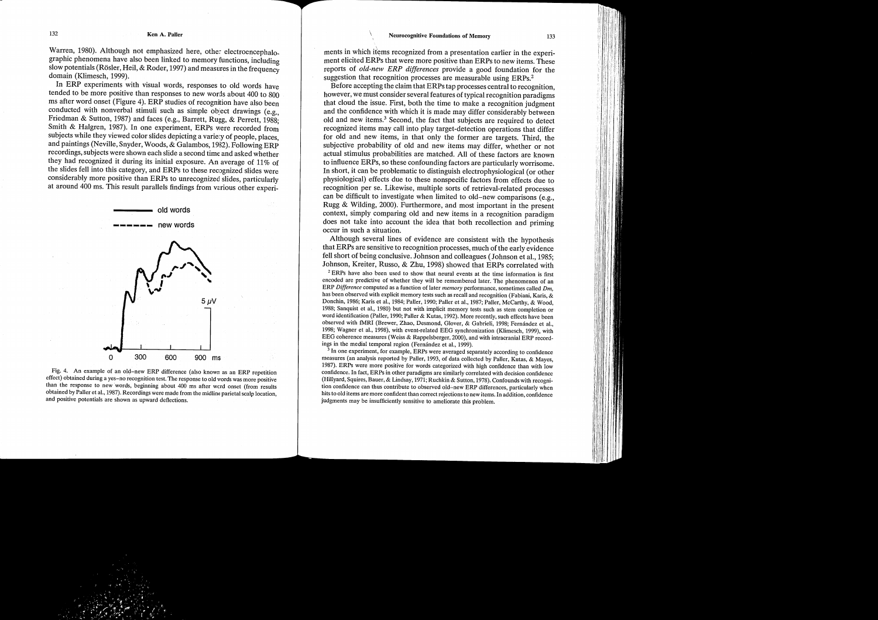Warren, 1980). Although not emphasized here, other electroencephalographic phenomena have also been linked to memory functions, including slow potentials (Rösler, Heil, & Roder, 1997) and measures in the frequency domain (Klimesch, 1999).

In ERP experiments with visual words, responses to old words have tended to be more positive than responses to new words about 400 to 800 ms after word onset (Figure 4). ERP studies of recognition have also been conducted with nonverbal stimuli such as simple object drawings (e.g., Friedman & Sutton, 1987) and faces (e.g., Barrett, Rugg, & Perrett, 1988; Smith & Halgren, 1987). In one experiment, ERPs were recorded from subjects while they viewed color slides depicting a variety of people, places, and paintings (Neville, Snyder, Woods, & Galambos, 1982). Following ERP recordings, subjects were shown each slide a second time and asked whether they had recognized it during its initial exposure. An average of 11% of the slides fell into this category, and ERPs to these recognized slides were considerably more positive than ERPs to unrecognized slides, particularly at around 400 ms. This result parallels findings from various other experiments in which items recognized from a presentation earlier in the experiment elicited ERPs that were more positive than ERPs to new items. These reports of *old-new ERP differences* provide a good foundation for the suggestion that recognition processes are measurable using ERPs.[2]

old words

new words

5 μV

0 300 600 900 ms

Fig. 4. An example of an old–new ERP difference (also known as an ERP repetition effect) obtained during a yes–no recognition test. The response to old words was more positive than the response to new words, beginning about 400 ms after word onset (from results obtained by Paller et al., 1987). Recordings were made from the midline parietal scalp location, and positive potentials are shown as upward deflections.

Before accepting the claim that ERPs tap processes central to recognition, however, we must consider several features of typical recognition paradigms that cloud the issue. First, both the time to make a recognition judgment and the confidence with which it is made may differ considerably between old and new items.[3] Second, the fact that subjects are required to detect recognized items may call into play target-detection operations that differ for old and new items, in that only the former are targets. Third, the subjective probability of old and new items may differ, whether or not actual stimulus probabilities are matched. All of these factors are known to influence ERPs, so these confounding factors are particularly worrisome. In short, it can be problematic to distinguish electrophysiological (or other physiological) effects due to these nonspecific factors from effects due to recognition per se. Likewise, multiple sorts of retrieval-related processes can be difficult to investigate when limited to old–new comparisons (e.g., Rugg & Wilding, 2000). Furthermore, and most important in the present context, simply comparing old and new items in a recognition paradigm does not take into account the idea that both recollection and priming occur in such a situation.

Although several lines of evidence are consistent with the hypothesis that ERPs are sensitive to recognition processes, much of the early evidence fell short of being conclusive. Johnson and colleagues (Johnson et al., 1985; Johnson, Kreiter, Russo, & Zhu, 1998) showed that ERPs correlated with

[2] ERPs have also been used to show that neural events at the time information is first encoded are predictive of whether they will be remembered later. The phenomenon of an ERP *Difference* computed as a function of later *memory* performance, sometimes called *Dm*, has been observed with explicit memory tests such as recall and recognition (Fabiani, Karis, & Donchin, 1986; Karis et al., 1984; Paller, 1990; Paller et al., 1987; Paller, McCarthy, & Wood, 1988; Sanquist et al., 1980) but not with implicit memory tests such as stem completion or word identification (Paller, 1990; Paller & Kutas, 1992). More recently, such effects have been observed with fMRI (Brewer, Zhao, Desmond, Glover, & Gabrieli, 1998; Fernández et al., 1998; Wagner et al., 1998), with event-related EEG synchronization (Klimesch, 1999), with EEG coherence measures (Weiss & Rappelsberger, 2000), and with intracranial ERP recordings in the medial temporal region (Fernández et al., 1999).

[3] In one experiment, for example, ERPs were averaged separately according to confidence measures (an analysis reported by Paller, 1993, of data collected by Paller, Kutas, & Mayes, 1987). ERPs were more positive for words categorized with high confidence than with low confidence. In fact, ERPs in other paradigms are similarly correlated with decision confidence (Hillyard, Squires, Bauer, & Lindsay, 1971; Ruchkin & Sutton, 1978). Confounds with recognition confidence can thus contribute to observed old–new ERP differences, particularly when hits to old items are more confident than correct rejections to new items. In addition, confidence judgments may be insufficiently sensitive to ameliorate this problem.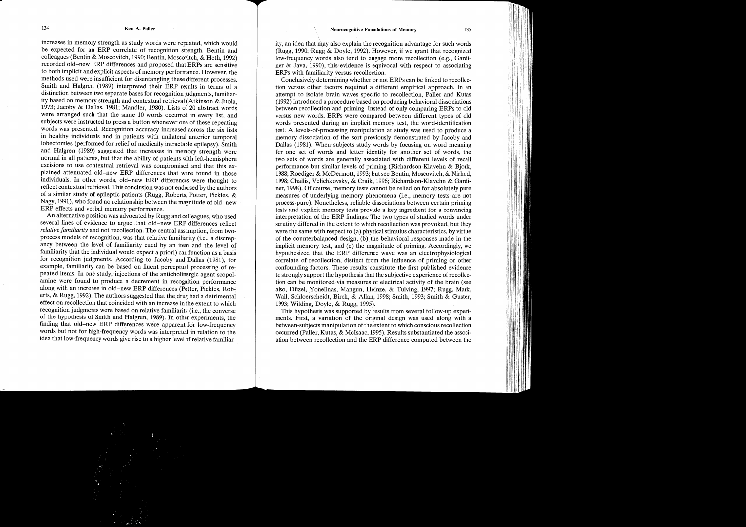increases in memory strength as study words were repeated, which would be expected for an ERP correlate of recognition strength. Bentin and colleagues (Bentin & Moscovitch, 1990; Bentin, Moscovitch, & Heth, 1992) recorded old–new ERP differences and proposed that ERPs are sensitive to both implicit and explicit aspects of memory performance. However, the methods used were insufficient for disentangling these different processes. Smith and Halgren (1989) interpreted their ERP results in terms of a distinction between two separate bases for recognition judgments, familiarity based on memory strength and contextual retrieval (Atkinson & Juola, 1973; Jacoby & Dallas, 1981; Mandler, 1980). Lists of 20 abstract words were arranged such that the same 10 words occurred in every list, and subjects were instructed to press a button whenever one of these repeating words was presented. Recognition accuracy increased across the six lists in healthy individuals and in patients with unilateral anterior temporal lobectomies (performed for relief of medically intractable epilepsy). Smith and Halgren (1989) suggested that increases in memory strength were normal in all patients, but that the ability of patients with left-hemisphere excisions to use contextual retrieval was compromised and that this explained attenuated old–new ERP differences that were found in those individuals. In other words, old–new ERP differences were thought to reflect contextual retrieval. This conclusion was not endorsed by the authors of a similar study of epileptic patients (Rugg, Roberts, Potter, Pickles, & Nagy, 1991), who found no relationship between the magnitude of old–new ERP effects and verbal memory performance.

An alternative position was advocated by Rugg and colleagues, who used several lines of evidence to argue that old–new ERP differences reflect *relative familiarity* and not recollection. The central assumption, from two-process models of recognition, was that relative familiarity (i.e., a discrepancy between the level of familiarity cued by an item and the level of familiarity that the individual would expect a priori) can function as a basis for recognition judgments. According to Jacoby and Dallas (1981), for example, familiarity can be based on fluent perceptual processing of repeated items. In one study, injections of the anticholinergic agent scopolamine were found to produce a decrement in recognition performance along with an increase in old–new ERP differences (Potter, Pickles, Roberts, & Rugg, 1992). The authors suggested that the drug had a detrimental effect on recollection that coincided with an increase in the extent to which recognition judgments were based on relative familiarity (i.e., the converse of the hypothesis of Smith and Halgren, 1989). In other experiments, the finding that old–new ERP differences were apparent for low-frequency words but not for high-frequency words was interpreted in relation to the idea that low-frequency words give rise to a higher level of relative familiarity, an idea that may also explain the recognition advantage for such words (Rugg, 1990; Rugg & Doyle, 1992). However, if we grant that recognized low-frequency words also tend to engage more recollection (e.g., Gardiner & Java, 1990), this evidence is equivocal with respect to associating ERPs with familiarity versus recollection.

Conclusively determining whether or not ERPs can be linked to recollection versus other factors required a different empirical approach. In an attempt to isolate brain waves specific to recollection, Paller and Kutas (1992) introduced a procedure based on producing behavioral dissociations between recollection and priming. Instead of only comparing ERPs to old versus new words, ERPs were compared between different types of old words presented during an implicit memory test, the word-identification test. A levels-of-processing manipulation at study was used to produce a memory dissociation of the sort previously demonstrated by Jacoby and Dallas (1981). When subjects study words by focusing on word meaning for one set of words and letter identity for another set of words, the two sets of words are generally associated with different levels of recall performance but similar levels of priming (Richardson-Klavehn & Bjork, 1988; Roediger & McDermott, 1993; but see Bentin, Moscovitch, & Nirhod, 1998; Challis, Velichkovsky, & Craik, 1996; Richardson-Klavehn & Gardiner, 1998). Of course, memory tests cannot be relied on for absolutely pure measures of underlying memory phenomena (i.e., memory tests are not process-pure). Nonetheless, reliable dissociations between certain priming tests and explicit memory tests provide a key ingredient for a convincing interpretation of the ERP findings. The two types of studied words under scrutiny differed in the extent to which recollection was provoked, but they were the same with respect to (a) physical stimulus characteristics, by virtue of the counterbalanced design, (b) the behavioral responses made in the implicit memory test, and (c) the magnitude of priming. Accordingly, we hypothesized that the ERP difference wave was an electrophysiological correlate of recollection, distinct from the influence of priming or other confounding factors. These results constitute the first published evidence to strongly support the hypothesis that the subjective experience of recollection can be monitored via measures of electrical activity of the brain (see also, Düzel, Yonelinas, Mangun, Heinze, & Tulving, 1997; Rugg, Mark, Wall, Schloerscheidt, Birch, & Allan, 1998; Smith, 1993; Smith & Guster, 1993; Wilding, Doyle, & Rugg, 1995).

This hypothesis was supported by results from several follow-up experiments. First, a variation of the original design was used along with a between-subjects manipulation of the extent to which conscious recollection occurred (Paller, Kutas, & McIsaac, 1995). Results substantiated the association between recollection and the ERP difference computed between the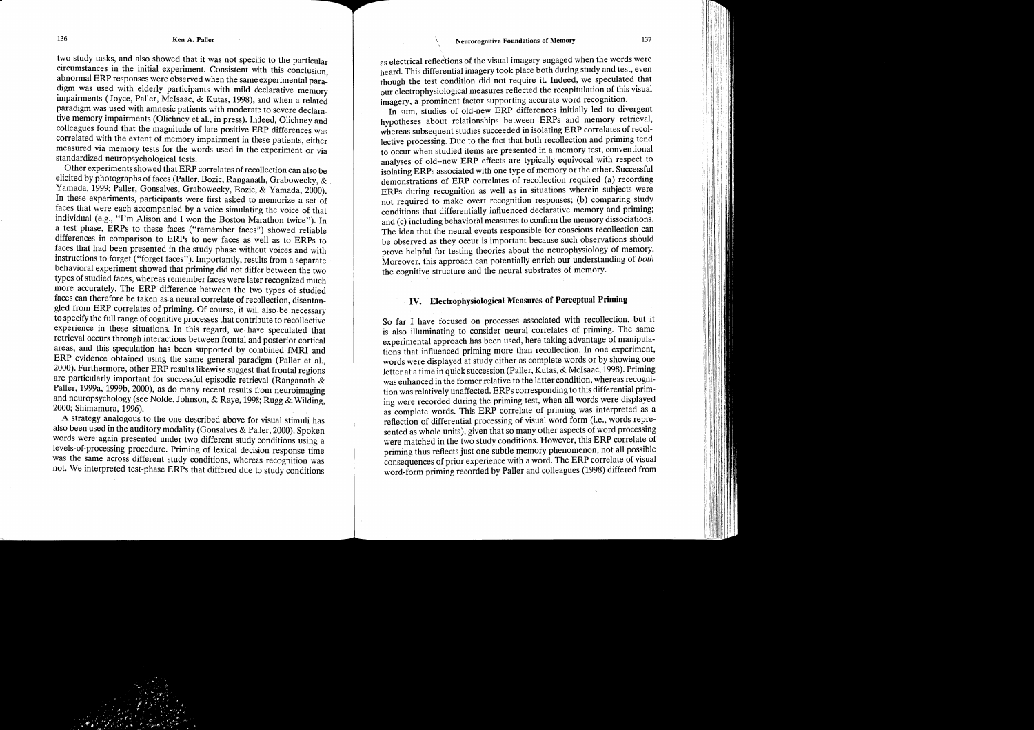two study tasks, and also showed that it was not specific to the particular circumstances in the initial experiment. Consistent with this conclusion, abnormal ERP responses were observed when the same experimental paradigm was used with elderly participants with mild declarative memory impairments (Joyce, Paller, McIsaac, & Kutas, 1998), and when a related paradigm was used with amnesic patients with moderate to severe declarative memory impairments (Olichney et al., in press). Indeed, Olichney and colleagues found that the magnitude of late positive ERP differences was correlated with the extent of memory impairment in these patients, either measured via memory tests for the words used in the experiment or via standardized neuropsychological tests.

Other experiments showed that ERP correlates of recollection can also be elicited by photographs of faces (Paller, Bozic, Ranganath, Grabowecky, & Yamada, 1999; Paller, Gonsalves, Grabowecky, Bozic, & Yamada, 2000). In these experiments, participants were first asked to memorize a set of faces that were each accompanied by a voice simulating the voice of that individual (e.g., "I'm Alison and I won the Boston Marathon twice"). In a test phase, ERPs to these faces ("remember faces") showed reliable differences in comparison to ERPs to new faces as well as to ERPs to faces that had been presented in the study phase without voices and with instructions to forget ("forget faces"). Importantly, results from a separate behavioral experiment showed that priming did not differ between the two types of studied faces, whereas remember faces were later recognized much more accurately. The ERP difference between the two types of studied faces can therefore be taken as a neural correlate of recollection, disentangled from ERP correlates of priming. Of course, it will also be necessary to specify the full range of cognitive processes that contribute to recollective experience in these situations. In this regard, we have speculated that retrieval occurs through interactions between frontal and posterior cortical areas, and this speculation has been supported by combined fMRI and ERP evidence obtained using the same general paradigm (Paller et al., 2000). Furthermore, other ERP results likewise suggest that frontal regions are particularly important for successful episodic retrieval (Ranganath & Paller, 1999a, 1999b, 2000), as do many recent results from neuroimaging and neuropsychology (see Nolde, Johnson, & Raye, 1998; Rugg & Wilding, 2000; Shimamura, 1996).

A strategy analogous to the one described above for visual stimuli has also been used in the auditory modality (Gonsalves & Paller, 2000). Spoken words were again presented under two different study conditions using a levels-of-processing procedure. Priming of lexical decision response time was the same across different study conditions, whereas recognition was not. We interpreted test-phase ERPs that differed due to study conditions as electrical reflections of the visual imagery engaged when the words were heard. This differential imagery took place both during study and test, even though the test condition did not require it. Indeed, we speculated that our electrophysiological measures reflected the recapitulation of this visual imagery, a prominent factor supporting accurate word recognition.

In sum, studies of old–new ERP differences initially led to divergent hypotheses about relationships between ERPs and memory retrieval, whereas subsequent studies succeeded in isolating ERP correlates of recollective processing. Due to the fact that both recollection and priming tend to occur when studied items are presented in a memory test, conventional analyses of old–new ERP effects are typically equivocal with respect to isolating ERPs associated with one type of memory or the other. Successful demonstrations of ERP correlates of recollection required (a) recording ERPs during recognition as well as in situations wherein subjects were not required to make overt recognition responses; (b) comparing study conditions that differentially influenced declarative memory and priming; and (c) including behavioral measures to confirm the memory dissociations. The idea that the neural events responsible for conscious recollection can be observed as they occur is important because such observations should prove helpful for testing theories about the neurophysiology of memory. Moreover, this approach can potentially enrich our understanding of *both* the cognitive structure and the neural substrates of memory.

## IV. Electrophysiological Measures of Perceptual Priming

So far I have focused on processes associated with recollection, but it is also illuminating to consider neural correlates of priming. The same experimental approach has been used, here taking advantage of manipulations that influenced priming more than recollection. In one experiment, words were displayed at study either as complete words or by showing one letter at a time in quick succession (Paller, Kutas, & McIsaac, 1998). Priming was enhanced in the former relative to the latter condition, whereas recognition was relatively unaffected. ERPs corresponding to this differential priming were recorded during the priming test, when all words were displayed as complete words. This ERP correlate of priming was interpreted as a reflection of differential processing of visual word form (i.e., words represented as whole units), given that so many other aspects of word processing were matched in the two study conditions. However, this ERP correlate of priming thus reflects just one subtle memory phenomenon, not all possible consequences of prior experience with a word. The ERP correlate of visual word-form priming recorded by Paller and colleagues (1998) differed from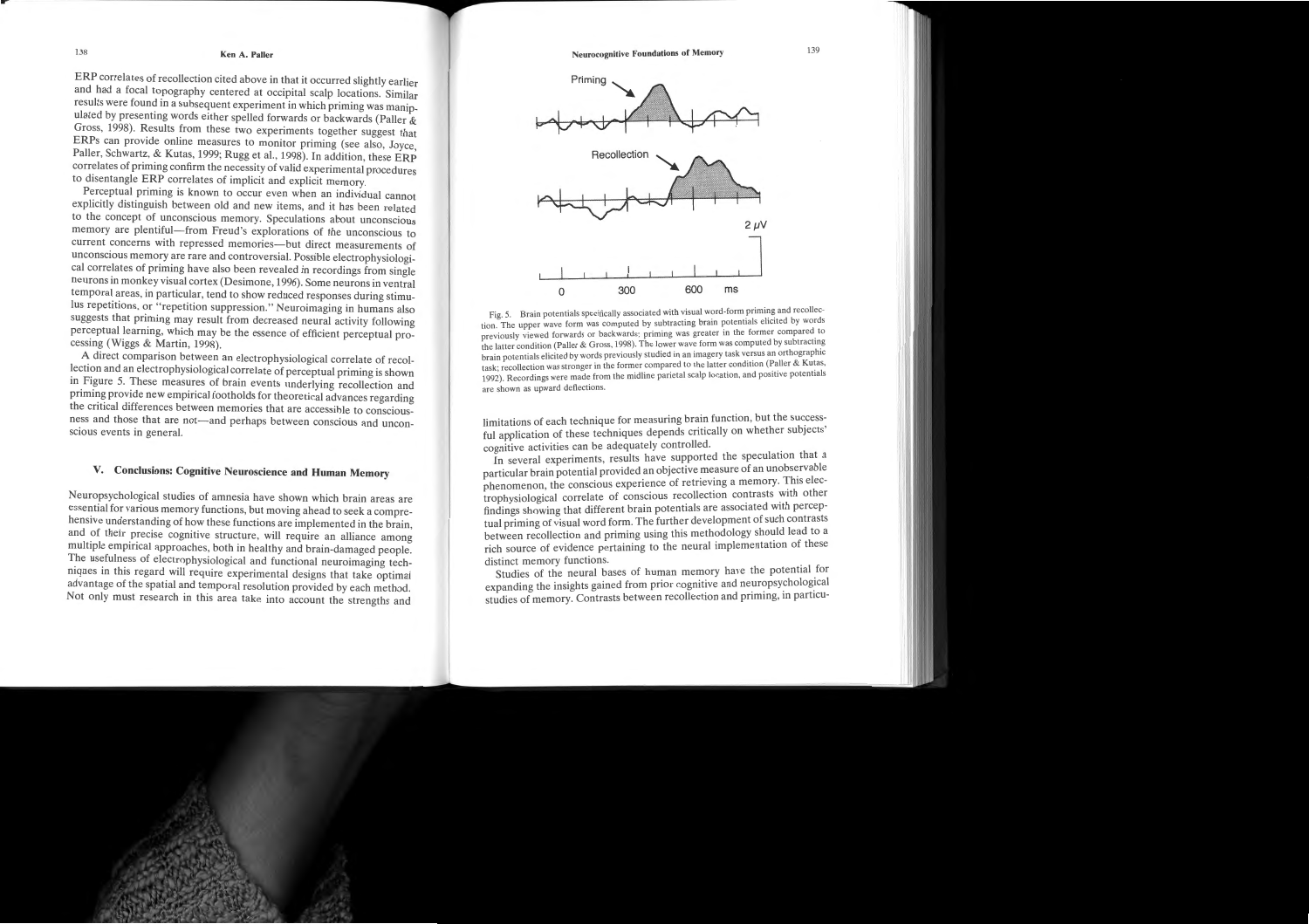ERP correlates of recollection cited above in that it occurred slightly earlier and had a focal topography centered at occipital scalp locations. Similar results were found in a subsequent experiment in which priming was manipulated by presenting words either spelled forwards or backwards (Paller & Gross, 1998). Results from these two experiments together suggest that ERPs can provide online measures to monitor priming (see also, Joyce, Paller, Schwartz, & Kutas, 1999; Rugg et al., 1998). In addition, these ERP correlates of priming confirm the necessity of valid experimental procedures to disentangle ERP correlates of implicit and explicit memory.

Perceptual priming is known to occur even when an individual cannot explicitly distinguish between old and new items, and it has been related to the concept of unconscious memory. Speculations about unconscious memory are plentiful—from Freud's explorations of the unconscious to current concerns with repressed memories—but direct measurements of unconscious memory are rare and controversial. Possible electrophysiological correlates of priming have also been revealed in recordings from single neurons in monkey visual cortex (Desimone, 1996). Some neurons in ventral temporal areas, in particular, tend to show reduced responses during stimulus repetitions, or "repetition suppression." Neuroimaging in humans also suggests that priming may result from decreased neural activity following perceptual learning, which may be the essence of efficient perceptual processing (Wiggs & Martin, 1998).

A direct comparison between an electrophysiological correlate of recollection and an electrophysiological correlate of perceptual priming is shown in Figure 5. These measures of brain events underlying recollection and priming provide new empirical footholds for theoretical advances regarding the critical differences between memories that are accessible to consciousness and those that are not—and perhaps between conscious and unconscious events in general.

## V. Conclusions: Cognitive Neuroscience and Human Memory

Neuropsychological studies of amnesia have shown which brain areas are essential for various memory functions, but moving ahead to seek a comprehensive understanding of how these functions are implemented in the brain, and of their precise cognitive structure, will require an alliance among multiple empirical approaches, both in healthy and brain-damaged people. The usefulness of electrophysiological and functional neuroimaging techniques in this regard will require experimental designs that take optimal advantage of the spatial and temporal resolution provided by each method. Not only must research in this area take into account the strengths and limitations of each technique for measuring brain function, but the successful application of these techniques depends critically on whether subjects' cognitive activities can be adequately controlled.

Fig. 5. Brain potentials specifically associated with visual word-form priming and recollection. The upper wave form was computed by subtracting brain potentials elicited by words previously viewed forwards or backwards; priming was greater in the former compared to the latter condition (Paller & Gross, 1998). The lower wave form was computed by subtracting brain potentials elicited by words previously studied in an imagery task versus an orthographic task; recollection was stronger in the former compared to the latter condition (Paller & Kutas, 1992). Recordings were made from the midline parietal scalp location, and positive potentials are shown as upward deflections.

In several experiments, results have supported the speculation that a particular brain potential provided an objective measure of an unobservable phenomenon, the conscious experience of retrieving a memory. This electrophysiological correlate of conscious recollection contrasts with other findings showing that different brain potentials are associated with perceptual priming of visual word form. The further development of such contrasts between recollection and priming using this methodology should lead to a rich source of evidence pertaining to the neural implementation of these distinct memory functions.

Studies of the neural bases of human memory have the potential for expanding the insights gained from prior cognitive and neuropsychological studies of memory. Contrasts between recollection and priming, in particu-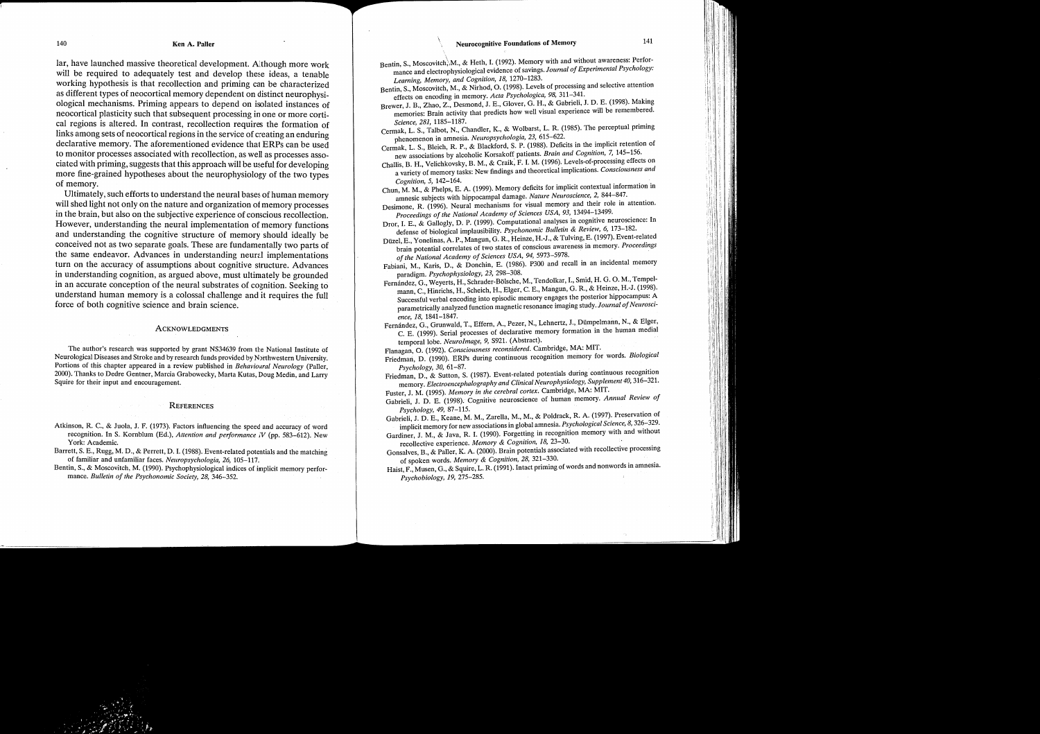lar, have launched massive theoretical development. Although more work will be required to adequately test and develop these ideas, a tenable working hypothesis is that recollection and priming can be characterized as different types of neocortical memory dependent on distinct neurophysiological mechanisms. Priming appears to depend on isolated instances of neocortical plasticity such that subsequent processing in one or more cortical regions is altered. In contrast, recollection requires the formation of links among sets of neocortical regions in the service of creating an enduring declarative memory. The aforementioned evidence that ERPs can be used to monitor processes associated with recollection, as well as processes associated with priming, suggests that this approach will be useful for developing more fine-grained hypotheses about the neurophysiology of the two types of memory.

Ultimately, such efforts to understand the neural bases of human memory will shed light not only on the nature and organization of memory processes in the brain, but also on the subjective experience of conscious recollection. However, understanding the neural implementation of memory functions and understanding the cognitive structure of memory should ideally be conceived not as two separate goals. These are fundamentally two parts of the same endeavor. Advances in understanding neural implementations turn on the accuracy of assumptions about cognitive structure. Advances in understanding cognition, as argued above, must ultimately be grounded in an accurate conception of the neural substrates of cognition. Seeking to understand human memory is a colossal challenge and it requires the full force of both cognitive science and brain science.

## Acknowledgments

The author's research was supported by grant NS34639 from the National Institute of Neurological Diseases and Stroke and by research funds provided by Northwestern University. Portions of this chapter appeared in a review published in *Behavioral Neurology* (Paller, 2000). Thanks to Dedre Gentner, Marcia Grabowecky, Marta Kutas, Doug Medin, and Larry Squire for their input and encouragement.

## References

Atkinson, R. C., & Juola, J. F. (1973). Factors influencing the speed and accuracy of word recognition. In S. Kornblum (Ed.), *Attention and performance IV* (pp. 583–612). New York: Academic.

Barrett, S. E., Rugg, M. D., & Perrett, D. I. (1988). Event-related potentials and the matching of familiar and unfamiliar faces. *Neuropsychologia, 26,* 105–117.

Bentin, S., & Moscovitch, M. (1990). Psychophysiological indices of implicit memory performance. *Bulletin of the Psychonomic Society, 28,* 346–352.

Bentin, S., Moscovitch, M., & Heth, I. (1992). Memory with and without awareness: Performance and electrophysiological evidence of savings. *Journal of Experimental Psychology: Learning, Memory, and Cognition, 18,* 1270–1283.

Bentin, S., Moscovitch, M., & Nirhod, O. (1998). Levels of processing and selective attention effects on encoding in memory. *Acta Psychologica, 98,* 311–341.

Brewer, J. B., Zhao, Z., Desmond, J. E., Glover, G. H., & Gabrieli, J. D. E. (1998). Making memories: Brain activity that predicts how well visual experience will be remembered. *Science, 281,* 1185–1187.

Cermak, L. S., Talbot, N., Chandler, K., & Wolbarst, L. R. (1985). The perceptual priming phenomenon in amnesia. *Neuropsychologia, 23,* 615–622.

Cermak, L. S., Bleich, R. P., & Blackford, S. P. (1988). Deficits in the implicit retention of new associations by alcoholic Korsakoff patients. *Brain and Cognition, 7,* 145–156.

Challis, B. H., Velichkovsky, B. M., & Craik, F. I. M. (1996). Levels-of-processing effects on a variety of memory tasks: New findings and theoretical implications. *Consciousness and Cognition, 5,* 142–164.

Chun, M. M., & Phelps, E. A. (1999). Memory deficits for implicit contextual information in amnesic subjects with hippocampal damage. *Nature Neuroscience, 2,* 844–847.

Desimone, R. (1996). Neural mechanisms for visual memory and their role in attention. *Proceedings of the National Academy of Sciences USA, 93,* 13494–13499.

Dror, I. E., & Gallogly, D. P. (1999). Computational analyses in cognitive neuroscience: In defense of biological implausibility. *Psychonomic Bulletin & Review, 6,* 173–182.

Düzel, E., Yonelinas, A. P., Mangun, G. R., Heinze, H.-J., & Tulving, E. (1997). Event-related brain potential correlates of two states of conscious awareness in memory. *Proceedings of the National Academy of Sciences USA, 94,* 5973–5978.

Fabiani, M., Karis, D., & Donchin, E. (1986). P300 and recall in an incidental memory paradigm. *Psychophysiology, 23,* 298–308.

Fernández, G., Weyerts, H., Schrader-Bölsche, M., Tendolkar, I., Smid, H. G. O. M., Tempelmann, C., Hinrichs, H., Scheich, H., Elger, C. E., Mangun, G. R., & Heinze, H.-J. (1998). Successful verbal encoding into episodic memory engages the posterior hippocampus: A parametrically analyzed function magnetic resonance imaging study. *Journal of Neuroscience, 18,* 1841–1847.

Fernández, G., Grunwald, T., Effern, A., Pezer, N., Lehnertz, J., Dümpelmann, N., & Elger, C. E. (1999). Serial processes of declarative memory formation in the human medial temporal lobe. *NeuroImage, 9,* S921. (Abstract).

Flanagan, O. (1992). *Consciousness reconsidered*. Cambridge, MA: MIT.

Friedman, D. (1990). ERPs during continuous recognition memory for words. *Biological Psychology, 30,* 61–87.

Friedman, D., & Sutton, S. (1987). Event-related potentials during continuous recognition memory. *Electroencephalography and Clinical Neurophysiology, Supplement 40,* 316–321.

Fuster, J. M. (1995). *Memory in the cerebral cortex*. Cambridge, MA: MIT.

Gabrieli, J. D. E. (1998). Cognitive neuroscience of human memory. *Annual Review of Psychology, 49,* 87–115.

Gabrieli, J. D. E., Keane, M. M., Zarella, M., M., & Poldrack, R. A. (1997). Preservation of implicit memory for new associations in global amnesia. *Psychological Science, 8,* 326–329.

Gardiner, J. M., & Java, R. I. (1990). Forgetting in recognition memory with and without recollective experience. *Memory & Cognition, 18,* 23–30.

Gonsalves, B., & Paller, K. A. (2000). Brain potentials associated with recollective processing of spoken words. *Memory & Cognition, 28,* 321–330.

Haist, F., Musen, G., & Squire, L. R. (1991). Intact priming of words and nonwords in amnesia. *Psychobiology, 19,* 275–285.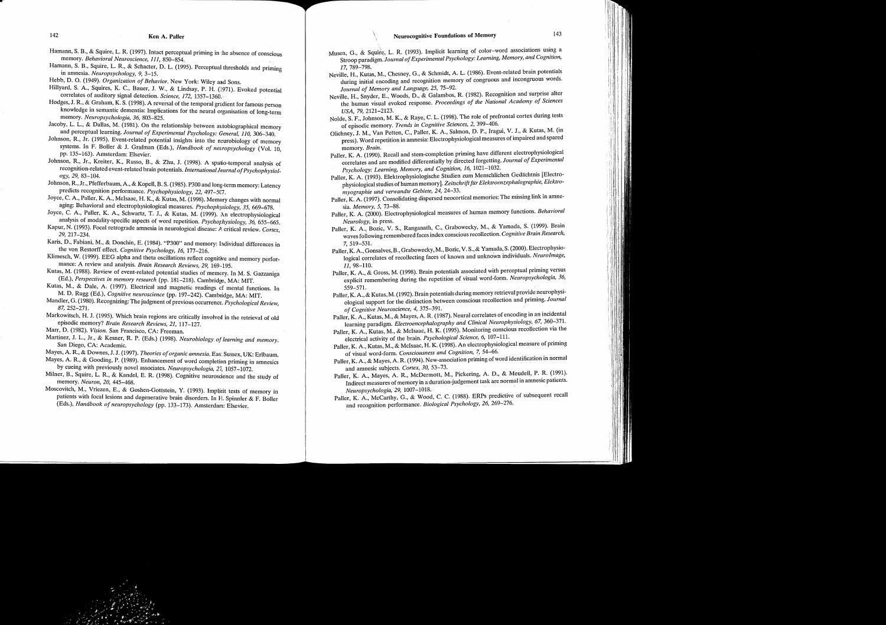Hamann, S. B., & Squire, L. R. (1997). Intact perceptual priming in the absence of conscious memory. *Behavioral Neuroscience, 111*, 850–854.

Hamann, S. B., Squire, L. R., & Schacter, D. L. (1995). Perceptual thresholds and priming in amnesia. *Neuropsychology, 9*, 3–15.

Hebb, D. O. (1949). *Organization of Behavior*. New York: Wiley and Sons.

Hillyard, S. A., Squires, K. C., Bauer, J. W., & Lindsay, P. H. (1971). Evoked potential correlates of auditory signal detection. *Science, 172*, 1357–1360.

Hodges, J. R., & Graham, K. S. (1998). A reversal of the temporal gradient for famous person knowledge in semantic dementia: Implications for the neural organisation of long-term memory. *Neuropsychologia, 36*, 803–825.

Jacoby, L. L., & Dallas, M. (1981). On the relationship between autobiographical memory and perceptual learning. *Journal of Experimental Psychology: General, 110*, 306–340.

Johnson, R., Jr. (1995). Event-related potential insights into the neurobiology of memory systems. In F. Boller & J. Grafman (Eds.), *Handbook of neuropsychology* (Vol. 10, pp. 135–163). Amsterdam: Elsevier.

Johnson, R., Jr., Kreiter, K., Russo, B., & Zhu, J. (1998). A spatio-temporal analysis of recognition-related event-related brain potentials. *International Journal of Psychophysiology, 29*, 83–104.

Johnson, R., Jr., Pfefferbaum, A., & Kopell, B. S. (1985). P300 and long-term memory: Latency predicts recognition performance. *Psychophysiology, 22*, 497–507.

Joyce, C. A., Paller, K. A., McIsaac, H. K., & Kutas, M. (1998). Memory changes with normal aging: Behavioral and electrophysiological measures. *Psychophysiology, 35*, 669–678.

Joyce, C. A., Paller, K. A., Schwartz, T. J., & Kutas, M. (1999). An electrophysiological analysis of modality-specific aspects of word repetition. *Psychophysiology, 36*, 655–665.

Kapur, N. (1993). Focal retrograde amnesia in neurological disease: A critical review. *Cortex, 29*, 217–234.

Karis, D., Fabiani, M., & Donchin, E. (1984). "P300" and memory: Individual differences in the von Restorff effect. *Cognitive Psychology, 16*, 177–216.

Klimesch, W. (1999). EEG alpha and theta oscillations reflect cognitive and memory performance: A review and analysis. *Brain Research Reviews, 29*, 169–195.

Kutas, M. (1988). Review of event-related potential studies of memory. In M. S. Gazzaniga (Ed.), *Perspectives in memory research* (pp. 181–218). Cambridge, MA: MIT.

Kutas, M., & Dale, A. (1997). Electrical and magnetic readings of mental functions. In M. D. Rugg (Ed.), *Cognitive neuroscience* (pp. 197–242). Cambridge, MA: MIT.

Mandler, G. (1980). Recognizing: The judgment of previous occurrence. *Psychological Review, 87*, 252–271.

Markowitsch, H. J. (1995). Which brain regions are critically involved in the retrieval of old episodic memory? *Brain Research Reviews, 21*, 117–127.

Marr, D. (1982). *Vision*. San Francisco, CA: Freeman.

Martinez, J. L., Jr., & Kesner, R. P. (Eds.) (1998). *Neurobiology of learning and memory*. San Diego, CA: Academic.

Mayes, A. R., & Downes, J. J. (1997). *Theories of organic amnesia*. East Sussex, UK: Erlbaum.

Mayes, A. R., & Gooding, P. (1989). Enhancement of word completion priming in amnesics by cueing with previously novel associates. *Neuropsychologia, 27*, 1057–1072.

Milner, B., Squire, L. R., & Kandel, E. R. (1998). Cognitive neuroscience and the study of memory. *Neuron, 20*, 445–468.

Moscovitch, M., Vriezen, E., & Goshen-Gottstein, Y. (1993). Implicit tests of memory in patients with focal lesions and degenerative brain disorders. In H. Spinnler & F. Boller (Eds.), *Handbook of neuropsychology* (pp. 133–173). Amsterdam: Elsevier.

Musen, G., & Squire, L. R. (1993). Implicit learning of color–word associations using a Stroop paradigm. *Journal of Experimental Psychology: Learning, Memory, and Cognition, 17*, 789–798.

Neville, H., Kutas, M., Chesney, G., & Schmidt, A. L. (1986). Event-related brain potentials during initial encoding and recognition memory of congruous and incongruous words. *Journal of Memory and Language, 25*, 75–92.

Neville, H., Snyder, E., Woods, D., & Galambos, R. (1982). Recognition and surprise alter the human visual evoked response. *Proceedings of the National Academy of Sciences USA, 79*, 2121–2123.

Nolde, S. F., Johnson, M. K., & Raye, C. L. (1998). The role of prefrontal cortex during tests of episodic memory. *Trends in Cognitive Sciences, 2*, 399–406.

Olichney, J. M., Van Petten, C., Paller, K. A., Salmon, D. P., Iragui, V. J., & Kutas, M. (in press). Word repetition in amnesia: Electrophysiological measures of impaired and spared memory. *Brain*.

Paller, K. A. (1990). Recall and stem-completion priming have different electrophysiological correlates and are modified differentially by directed forgetting. *Journal of Experimental Psychology: Learning, Memory, and Cognition, 16*, 1021–1032.

Paller, K. A. (1993). Elektrophysiologische Studien zum Menschlichen Gedächtnis [Electrophysiological studies of human memory]. *Zeitschrift für Elektroenzephalographie, Elektromyographie und verwandte Gebiete, 24*, 24–33.

Paller, K. A. (1997). Consolidating dispersed neocortical memories: The missing link in amnesia. *Memory, 5*, 73–88.

Paller, K. A. (2000). Electrophysiological measures of human memory functions. *Behavioral Neurology*, in press.

Paller, K. A., Bozic, V. S., Ranganath, C., Grabowecky, M., & Yamada, S. (1999). Brain waves following remembered faces index conscious recollection. *Cognitive Brain Research, 7*, 519–531.

Paller, K. A., Gonsalves, B., Grabowecky, M., Bozic, V. S., & Yamada, S. (2000). Electrophysiological correlates of recollecting faces of known and unknown individuals. *NeuroImage, 11*, 98–110.

Paller, K. A., & Gross, M. (1998). Brain potentials associated with perceptual priming versus explicit remembering during the repetition of visual word-form. *Neuropsychologia, 36*, 559–571.

Paller, K. A., & Kutas, M. (1992). Brain potentials during memory retrieval provide neurophysiological support for the distinction between conscious recollection and priming. *Journal of Cognitive Neuroscience, 4*, 375–391.

Paller, K. A., Kutas, M., & Mayes, A. R. (1987). Neural correlates of encoding in an incidental learning paradigm. *Electroencephalography and Clinical Neurophysiology, 67*, 360–371.

Paller, K. A., Kutas, M., & McIsaac, H. K. (1995). Monitoring conscious recollection via the electrical activity of the brain. *Psychological Science, 6*, 107–111.

Paller, K. A., Kutas, M., & McIsaac, H. K. (1998). An electrophysiological measure of priming of visual word-form. *Consciousness and Cognition, 7*, 54–66.

Paller, K. A., & Mayes, A. R. (1994). New-association priming of word identification in normal and amnesic subjects. *Cortex, 30*, 53–73.

Paller, K. A., Mayes, A. R., McDermott, M., Pickering, A. D., & Meudell, P. R. (1991). Indirect measures of memory in a duration-judgement task are normal in amnesic patients. *Neuropsychologia, 29*, 1007–1018.

Paller, K. A., McCarthy, G., & Wood, C. C. (1988). ERPs predictive of subsequent recall and recognition performance. *Biological Psychology, 26*, 269–276.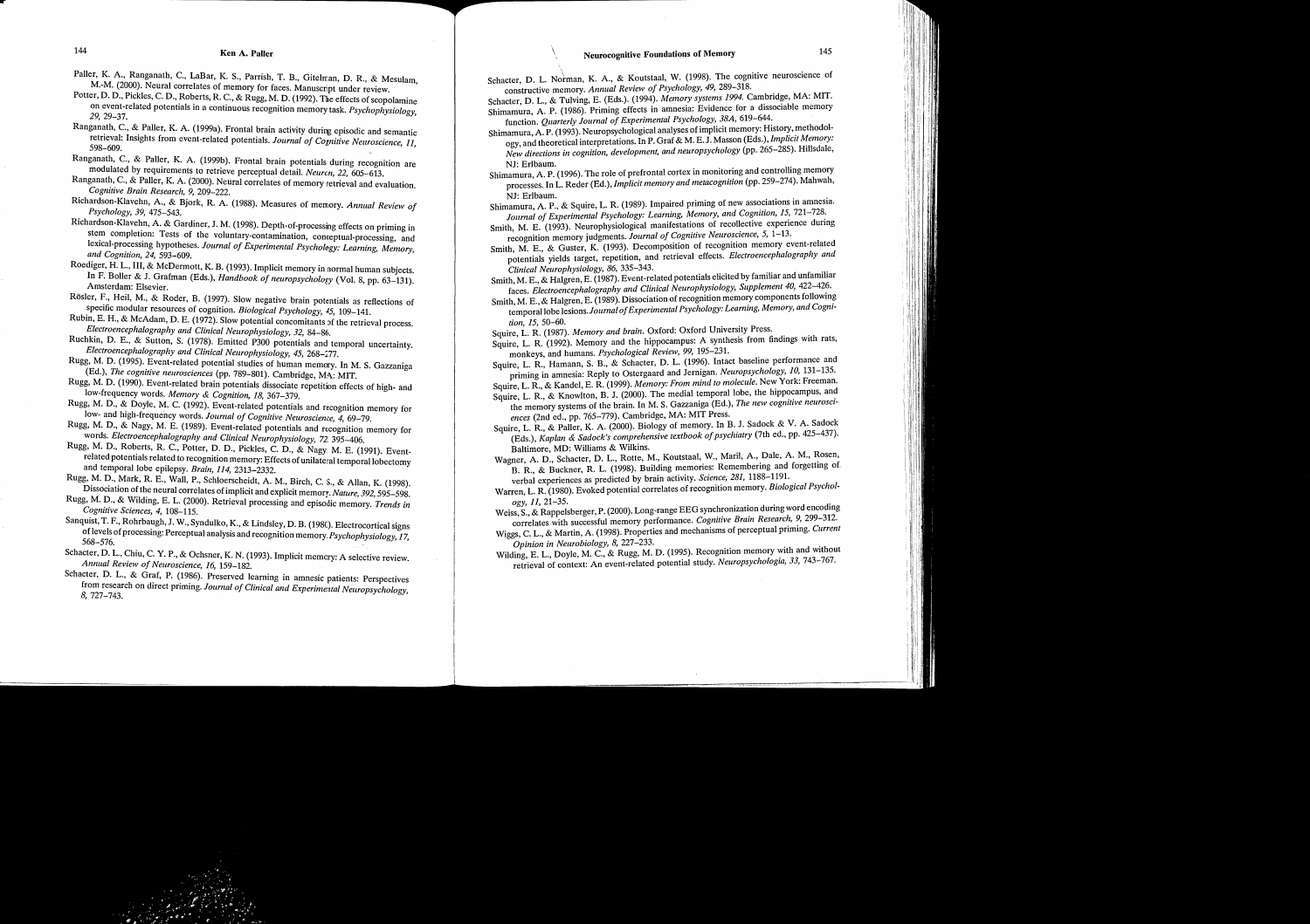Paller, K. A., Ranganath, C., LaBar, K. S., Parrish, T. B., Gitelman, D. R., & Mesulam, M.-M. (2000). Neural correlates of memory for faces. Manuscript under review.

Potter, D. D., Pickles, C. D., Roberts, R. C., & Rugg, M. D. (1992). The effects of scopolamine on event-related potentials in a continuous recognition memory task. *Psychophysiology, 29*, 29–37.

Ranganath, C., & Paller, K. A. (1999a). Frontal brain activity during episodic and semantic retrieval: Insights from event-related potentials. *Journal of Cognitive Neuroscience, 11*, 598–609.

Ranganath, C., & Paller, K. A. (1999b). Frontal brain potentials during recognition are modulated by requirements to retrieve perceptual detail. *Neuron, 22*, 605–613.

Ranganath, C., & Paller, K. A. (2000). Neural correlates of memory retrieval and evaluation. *Cognitive Brain Research, 9*, 209–222.

Richardson-Klavehn, A., & Bjork, R. A. (1988). Measures of memory. *Annual Review of Psychology, 39*, 475–543.

Richardson-Klavehn, A. & Gardiner, J. M. (1998). Depth-of-processing effects on priming in stem completion: Tests of the voluntary-contamination, conceptual-processing, and lexical-processing hypotheses. *Journal of Experimental Psychology: Learning, Memory, and Cognition, 24*, 593–609.

Roediger, H. L., III, & McDermott, K. B. (1993). Implicit memory in normal human subjects. In F. Boller & J. Grafman (Eds.), *Handbook of neuropsychology* (Vol. 8, pp. 63–131). Amsterdam: Elsevier.

Rösler, F., Heil, M., & Roder, B. (1997). Slow negative brain potentials as reflections of specific modular resources of cognition. *Biological Psychology, 45*, 109–141.

Rubin, E. H., & McAdam, D. E. (1972). Slow potential concomitants of the retrieval process. *Electroencephalography and Clinical Neurophysiology, 32*, 84–86.

Ruchkin, D. E., & Sutton, S. (1978). Emitted P300 potentials and temporal uncertainty. *Electroencephalography and Clinical Neurophysiology, 45*, 268–277.

Rugg, M. D. (1995). Event-related potential studies of human memory. In M. S. Gazzaniga (Ed.), *The cognitive neurosciences* (pp. 789–801). Cambridge, MA: MIT.

Rugg, M. D. (1990). Event-related brain potentials dissociate repetition effects of high- and low-frequency words. *Memory & Cognition, 18*, 367–379.

Rugg, M. D., & Doyle, M. C. (1992). Event-related potentials and recognition memory for low- and high-frequency words. *Journal of Cognitive Neuroscience, 4*, 69–79.

Rugg, M. D., & Nagy, M. E. (1989). Event-related potentials and recognition memory for words. *Electroencephalography and Clinical Neurophysiology, 72*, 395–406.

Rugg, M. D., Roberts, R. C., Potter, D. D., Pickles, C. D., & Nagy M. E. (1991). Event-related potentials related to recognition memory: Effects of unilateral temporal lobectomy and temporal lobe epilepsy. *Brain, 114*, 2313–2332.

Rugg, M. D., Mark, R. E., Wall, P., Schloerscheidt, A. M., Birch, C. S., & Allan, K. (1998). Dissociation of the neural correlates of implicit and explicit memory. *Nature, 392*, 595–598.

Rugg, M. D., & Wilding, E. L. (2000). Retrieval processing and episodic memory. *Trends in Cognitive Sciences, 4*, 108–115.

Sanquist, T. F., Rohrbaugh, J. W., Syndulko, K., & Lindsley, D. B. (1980). Electrocortical signs of levels of processing: Perceptual analysis and recognition memory. *Psychophysiology, 17*, 568–576.

Schacter, D. L., Chiu, C. Y. P., & Ochsner, K. N. (1993). Implicit memory: A selective review. *Annual Review of Neuroscience, 16*, 159–182.

Schacter, D. L., & Graf, P. (1986). Preserved learning in amnesic patients: Perspectives from research on direct priming. *Journal of Clinical and Experimental Neuropsychology, 8*, 727–743.

Schacter, D. L. Norman, K. A., & Koutstaal, W. (1998). The cognitive neuroscience of constructive memory. *Annual Review of Psychology, 49*, 289–318.

Schacter, D. L., & Tulving, E. (Eds.). (1994). *Memory systems 1994*. Cambridge, MA: MIT.

Shimamura, A. P. (1986). Priming effects in amnesia: Evidence for a dissociable memory function. *Quarterly Journal of Experimental Psychology, 38A*, 619–644.

Shimamura, A. P. (1993). Neuropsychological analyses of implicit memory: History, methodology, and theoretical interpretations. In P. Graf & M. E. J. Masson (Eds.), *Implicit Memory: New directions in cognition, development, and neuropsychology* (pp. 265–285). Hillsdale, NJ: Erlbaum.

Shimamura, A. P. (1996). The role of prefrontal cortex in monitoring and controlling memory processes. In L. Reder (Ed.), *Implicit memory and metacognition* (pp. 259–274). Mahwah, NJ: Erlbaum.

Shimamura, A. P., & Squire, L. R. (1989). Impaired priming of new associations in amnesia. *Journal of Experimental Psychology: Learning, Memory, and Cognition, 15*, 721–728.

Smith, M. E. (1993). Neurophysiological manifestations of recollective experience during recognition memory judgments. *Journal of Cognitive Neuroscience, 5*, 1–13.

Smith, M. E., & Guster, K. (1993). Decomposition of recognition memory event-related potentials yields target, repetition, and retrieval effects. *Electroencephalography and Clinical Neurophysiology, 86*, 335–343.

Smith, M. E., & Halgren, E. (1987). Event-related potentials elicited by familiar and unfamiliar faces. *Electroencephalography and Clinical Neurophysiology, Supplement 40*, 422–426.

Smith, M. E., & Halgren, E. (1989). Dissociation of recognition memory components following temporal lobe lesions. *Journal of Experimental Psychology: Learning, Memory, and Cognition, 15*, 50–60.

Squire, L. R. (1987). *Memory and brain*. Oxford: Oxford University Press.

Squire, L. R. (1992). Memory and the hippocampus: A synthesis from findings with rats, monkeys, and humans. *Psychological Review, 99*, 195–231.

Squire, L. R., Hamann, S. B., & Schacter, D. L. (1996). Intact baseline performance and priming in amnesia: Reply to Ostergaard and Jernigan. *Neuropsychology, 10*, 131–135.

Squire, L. R., & Kandel, E. R. (1999). *Memory: From mind to molecule*. New York: Freeman.

Squire, L. R., & Knowlton, B. J. (2000). The medial temporal lobe, the hippocampus, and the memory systems of the brain. In M. S. Gazzaniga (Ed.), *The new cognitive neurosciences* (2nd ed., pp. 765–779). Cambridge, MA: MIT Press.

Squire, L. R., & Paller, K. A. (2000). Biology of memory. In B. J. Sadock & V. A. Sadock (Eds.), *Kaplan & Sadock's comprehensive textbook of psychiatry* (7th ed., pp. 425–437). Baltimore, MD: Williams & Wilkins.

Wagner, A. D., Schacter, D. L., Rotte, M., Koutstaal, W., Maril, A., Dale, A. M., Rosen, B. R., & Buckner, R. L. (1998). Building memories: Remembering and forgetting of verbal experiences as predicted by brain activity. *Science, 281*, 1188–1191.

Warren, L. R. (1980). Evoked potential correlates of recognition memory. *Biological Psychology, 11*, 21–35.

Weiss, S., & Rappelsberger, P. (2000). Long-range EEG synchronization during word encoding correlates with successful memory performance. *Cognitive Brain Research, 9*, 299–312.

Wiggs, C. L., & Martin, A. (1998). Properties and mechanisms of perceptual priming. *Current Opinion in Neurobiology, 8*, 227–233.

Wilding, E. L., Doyle, M. C., & Rugg, M. D. (1995). Recognition memory with and without retrieval of context: An event-related potential study. *Neuropsychologia, 33*, 743–767.